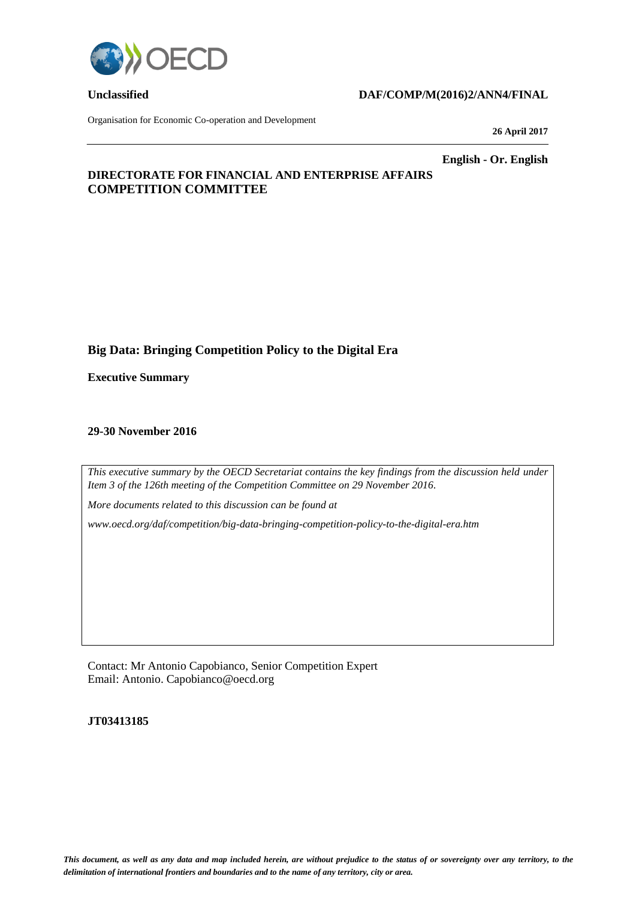**Unclassified** **DAF/COMP/M(2016)2/ANN4/FINAL**

Organisation for Economic Co-operation and Development

**26 April 2017**

**English - Or. English**

**DIRECTORATE FOR FINANCIAL AND ENTERPRISE AFFAIRS**
**COMPETITION COMMITTEE**

# Big Data: Bringing Competition Policy to the Digital Era

**Executive Summary**

**29-30 November 2016**

*This executive summary by the OECD Secretariat contains the key findings from the discussion held under Item 3 of the 126th meeting of the Competition Committee on 29 November 2016.*

*More documents related to this discussion can be found at*

*www.oecd.org/daf/competition/big-data-bringing-competition-policy-to-the-digital-era.htm*

Contact: Mr Antonio Capobianco, Senior Competition Expert
Email: Antonio. Capobianco@oecd.org

**JT03413185**

***This document, as well as any data and map included herein, are without prejudice to the status of or sovereignty over any territory, to the delimitation of international frontiers and boundaries and to the name of any territory, city or area.***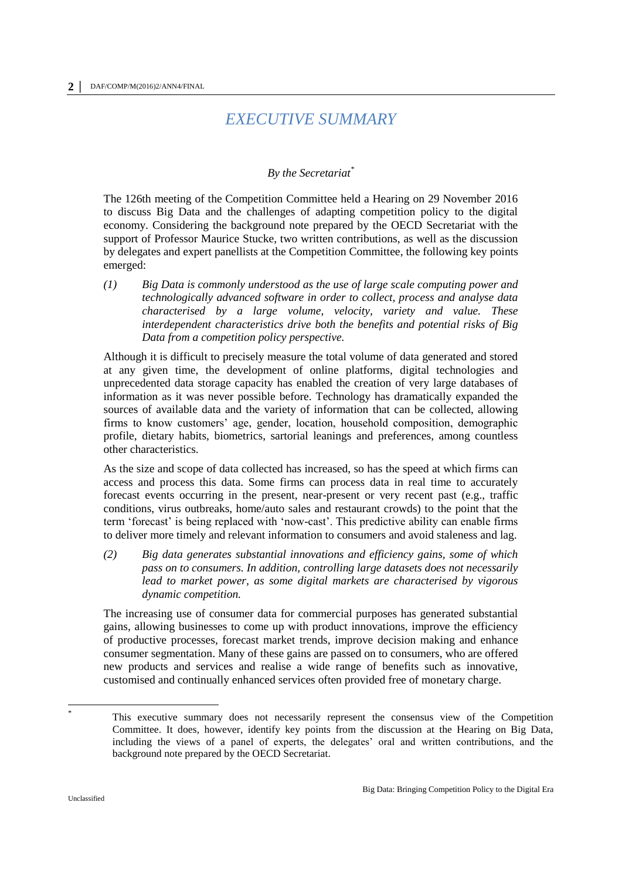# *EXECUTIVE SUMMARY*

*By the Secretariat*[*]

The 126th meeting of the Competition Committee held a Hearing on 29 November 2016 to discuss Big Data and the challenges of adapting competition policy to the digital economy. Considering the background note prepared by the OECD Secretariat with the support of Professor Maurice Stucke, two written contributions, as well as the discussion by delegates and expert panellists at the Competition Committee, the following key points emerged:

*(1) Big Data is commonly understood as the use of large scale computing power and technologically advanced software in order to collect, process and analyse data characterised by a large volume, velocity, variety and value. These interdependent characteristics drive both the benefits and potential risks of Big Data from a competition policy perspective.*

Although it is difficult to precisely measure the total volume of data generated and stored at any given time, the development of online platforms, digital technologies and unprecedented data storage capacity has enabled the creation of very large databases of information as it was never possible before. Technology has dramatically expanded the sources of available data and the variety of information that can be collected, allowing firms to know customers' age, gender, location, household composition, demographic profile, dietary habits, biometrics, sartorial leanings and preferences, among countless other characteristics.

As the size and scope of data collected has increased, so has the speed at which firms can access and process this data. Some firms can process data in real time to accurately forecast events occurring in the present, near-present or very recent past (e.g., traffic conditions, virus outbreaks, home/auto sales and restaurant crowds) to the point that the term 'forecast' is being replaced with 'now-cast'. This predictive ability can enable firms to deliver more timely and relevant information to consumers and avoid staleness and lag.

*(2) Big data generates substantial innovations and efficiency gains, some of which pass on to consumers. In addition, controlling large datasets does not necessarily lead to market power, as some digital markets are characterised by vigorous dynamic competition.*

The increasing use of consumer data for commercial purposes has generated substantial gains, allowing businesses to come up with product innovations, improve the efficiency of productive processes, forecast market trends, improve decision making and enhance consumer segmentation. Many of these gains are passed on to consumers, who are offered new products and services and realise a wide range of benefits such as innovative, customised and continually enhanced services often provided free of monetary charge.

---

[*] This executive summary does not necessarily represent the consensus view of the Competition Committee. It does, however, identify key points from the discussion at the Hearing on Big Data, including the views of a panel of experts, the delegates' oral and written contributions, and the background note prepared by the OECD Secretariat.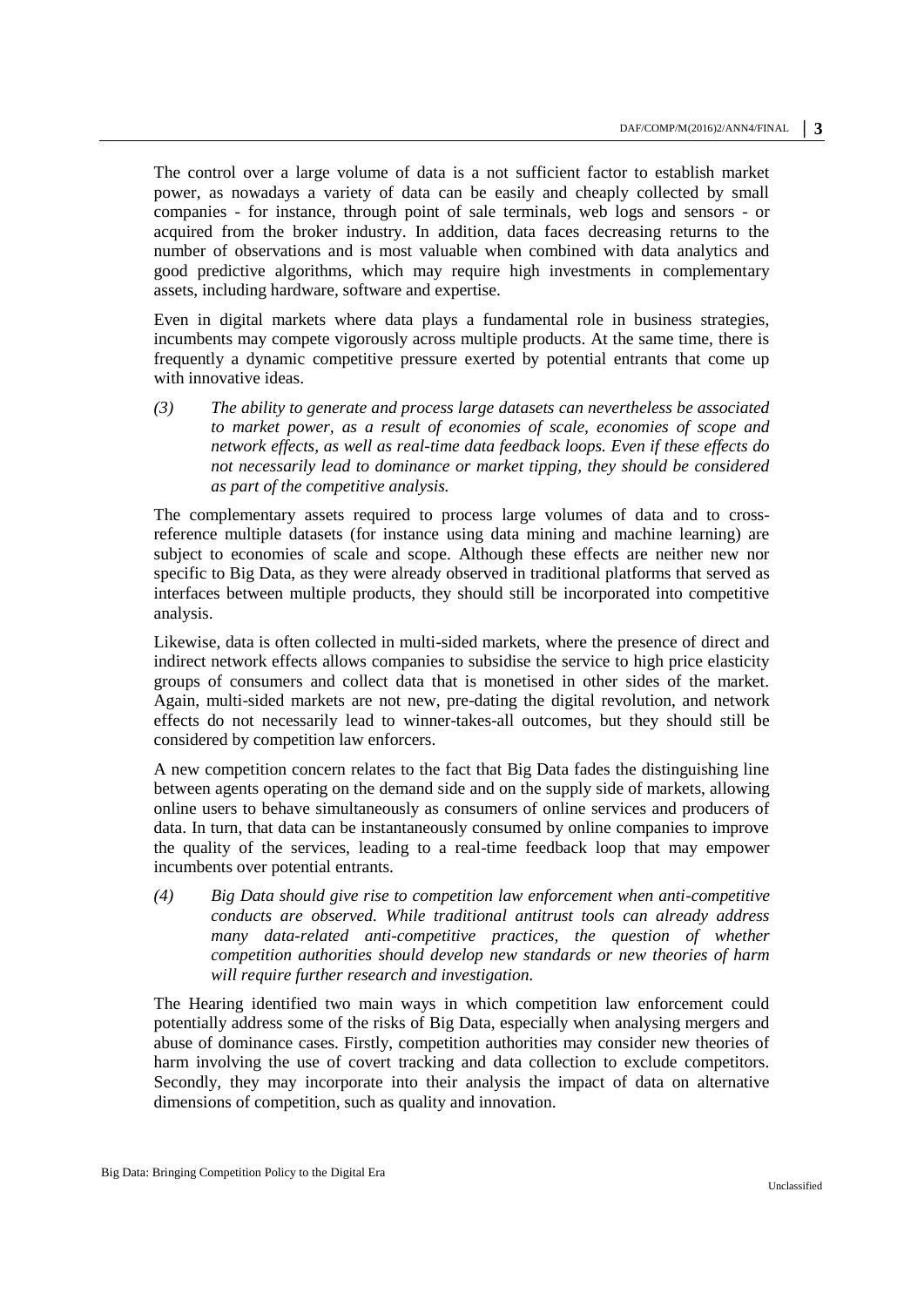The control over a large volume of data is a not sufficient factor to establish market power, as nowadays a variety of data can be easily and cheaply collected by small companies - for instance, through point of sale terminals, web logs and sensors - or acquired from the broker industry. In addition, data faces decreasing returns to the number of observations and is most valuable when combined with data analytics and good predictive algorithms, which may require high investments in complementary assets, including hardware, software and expertise.

Even in digital markets where data plays a fundamental role in business strategies, incumbents may compete vigorously across multiple products. At the same time, there is frequently a dynamic competitive pressure exerted by potential entrants that come up with innovative ideas.

*(3) The ability to generate and process large datasets can nevertheless be associated to market power, as a result of economies of scale, economies of scope and network effects, as well as real-time data feedback loops. Even if these effects do not necessarily lead to dominance or market tipping, they should be considered as part of the competitive analysis.*

The complementary assets required to process large volumes of data and to cross-reference multiple datasets (for instance using data mining and machine learning) are subject to economies of scale and scope. Although these effects are neither new nor specific to Big Data, as they were already observed in traditional platforms that served as interfaces between multiple products, they should still be incorporated into competitive analysis.

Likewise, data is often collected in multi-sided markets, where the presence of direct and indirect network effects allows companies to subsidise the service to high price elasticity groups of consumers and collect data that is monetised in other sides of the market. Again, multi-sided markets are not new, pre-dating the digital revolution, and network effects do not necessarily lead to winner-takes-all outcomes, but they should still be considered by competition law enforcers.

A new competition concern relates to the fact that Big Data fades the distinguishing line between agents operating on the demand side and on the supply side of markets, allowing online users to behave simultaneously as consumers of online services and producers of data. In turn, that data can be instantaneously consumed by online companies to improve the quality of the services, leading to a real-time feedback loop that may empower incumbents over potential entrants.

*(4) Big Data should give rise to competition law enforcement when anti-competitive conducts are observed. While traditional antitrust tools can already address many data-related anti-competitive practices, the question of whether competition authorities should develop new standards or new theories of harm will require further research and investigation.*

The Hearing identified two main ways in which competition law enforcement could potentially address some of the risks of Big Data, especially when analysing mergers and abuse of dominance cases. Firstly, competition authorities may consider new theories of harm involving the use of covert tracking and data collection to exclude competitors. Secondly, they may incorporate into their analysis the impact of data on alternative dimensions of competition, such as quality and innovation.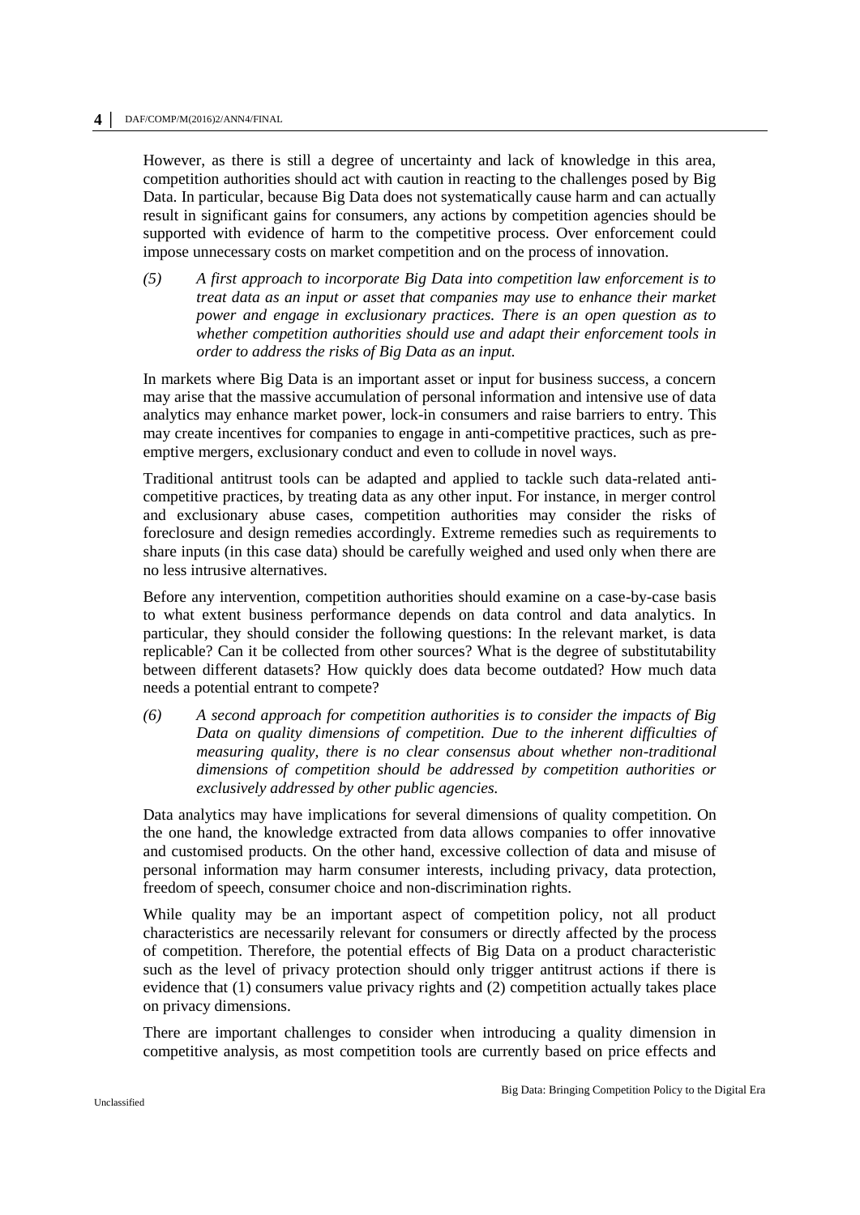However, as there is still a degree of uncertainty and lack of knowledge in this area, competition authorities should act with caution in reacting to the challenges posed by Big Data. In particular, because Big Data does not systematically cause harm and can actually result in significant gains for consumers, any actions by competition agencies should be supported with evidence of harm to the competitive process. Over enforcement could impose unnecessary costs on market competition and on the process of innovation.

*(5) A first approach to incorporate Big Data into competition law enforcement is to treat data as an input or asset that companies may use to enhance their market power and engage in exclusionary practices. There is an open question as to whether competition authorities should use and adapt their enforcement tools in order to address the risks of Big Data as an input.*

In markets where Big Data is an important asset or input for business success, a concern may arise that the massive accumulation of personal information and intensive use of data analytics may enhance market power, lock-in consumers and raise barriers to entry. This may create incentives for companies to engage in anti-competitive practices, such as pre-emptive mergers, exclusionary conduct and even to collude in novel ways.

Traditional antitrust tools can be adapted and applied to tackle such data-related anti-competitive practices, by treating data as any other input. For instance, in merger control and exclusionary abuse cases, competition authorities may consider the risks of foreclosure and design remedies accordingly. Extreme remedies such as requirements to share inputs (in this case data) should be carefully weighed and used only when there are no less intrusive alternatives.

Before any intervention, competition authorities should examine on a case-by-case basis to what extent business performance depends on data control and data analytics. In particular, they should consider the following questions: In the relevant market, is data replicable? Can it be collected from other sources? What is the degree of substitutability between different datasets? How quickly does data become outdated? How much data needs a potential entrant to compete?

*(6) A second approach for competition authorities is to consider the impacts of Big Data on quality dimensions of competition. Due to the inherent difficulties of measuring quality, there is no clear consensus about whether non-traditional dimensions of competition should be addressed by competition authorities or exclusively addressed by other public agencies.*

Data analytics may have implications for several dimensions of quality competition. On the one hand, the knowledge extracted from data allows companies to offer innovative and customised products. On the other hand, excessive collection of data and misuse of personal information may harm consumer interests, including privacy, data protection, freedom of speech, consumer choice and non-discrimination rights.

While quality may be an important aspect of competition policy, not all product characteristics are necessarily relevant for consumers or directly affected by the process of competition. Therefore, the potential effects of Big Data on a product characteristic such as the level of privacy protection should only trigger antitrust actions if there is evidence that (1) consumers value privacy rights and (2) competition actually takes place on privacy dimensions.

There are important challenges to consider when introducing a quality dimension in competitive analysis, as most competition tools are currently based on price effects and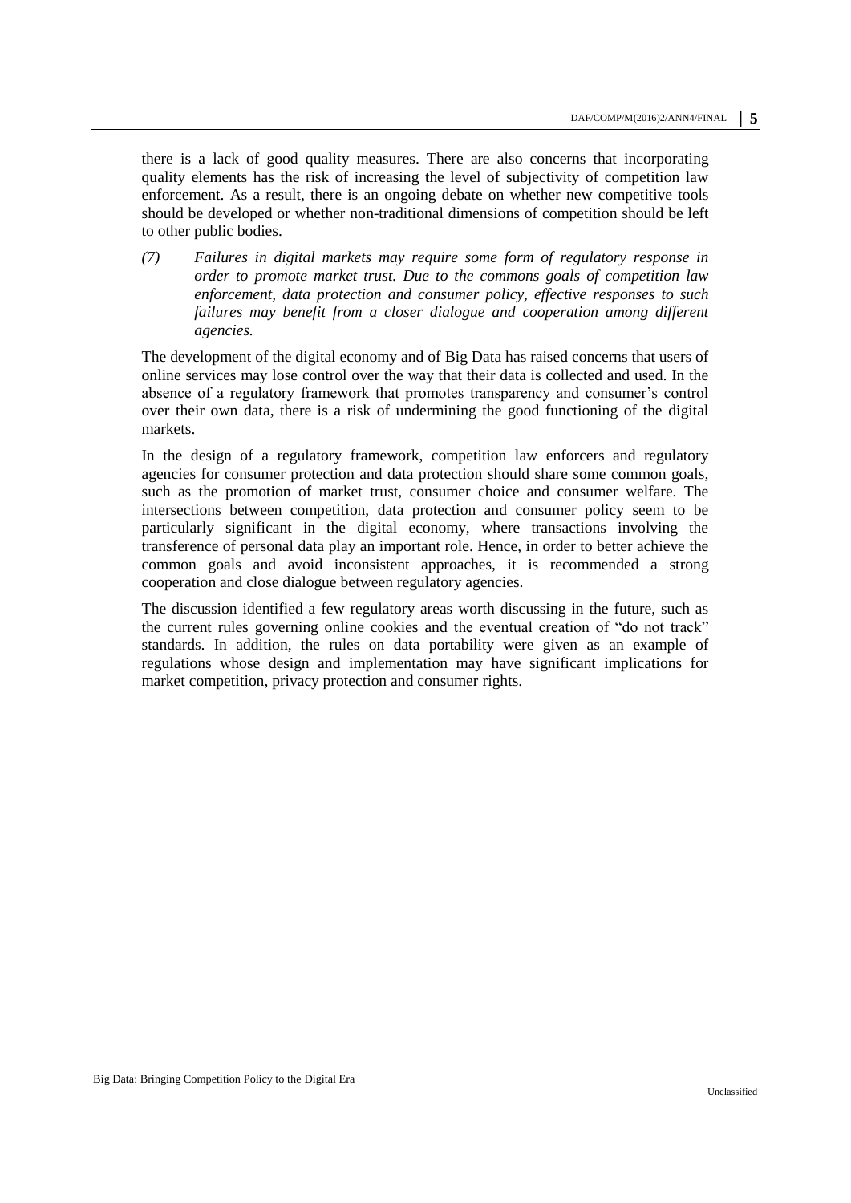there is a lack of good quality measures. There are also concerns that incorporating quality elements has the risk of increasing the level of subjectivity of competition law enforcement. As a result, there is an ongoing debate on whether new competitive tools should be developed or whether non-traditional dimensions of competition should be left to other public bodies.

*(7) Failures in digital markets may require some form of regulatory response in order to promote market trust. Due to the commons goals of competition law enforcement, data protection and consumer policy, effective responses to such failures may benefit from a closer dialogue and cooperation among different agencies.*

The development of the digital economy and of Big Data has raised concerns that users of online services may lose control over the way that their data is collected and used. In the absence of a regulatory framework that promotes transparency and consumer's control over their own data, there is a risk of undermining the good functioning of the digital markets.

In the design of a regulatory framework, competition law enforcers and regulatory agencies for consumer protection and data protection should share some common goals, such as the promotion of market trust, consumer choice and consumer welfare. The intersections between competition, data protection and consumer policy seem to be particularly significant in the digital economy, where transactions involving the transference of personal data play an important role. Hence, in order to better achieve the common goals and avoid inconsistent approaches, it is recommended a strong cooperation and close dialogue between regulatory agencies.

The discussion identified a few regulatory areas worth discussing in the future, such as the current rules governing online cookies and the eventual creation of "do not track" standards. In addition, the rules on data portability were given as an example of regulations whose design and implementation may have significant implications for market competition, privacy protection and consumer rights.